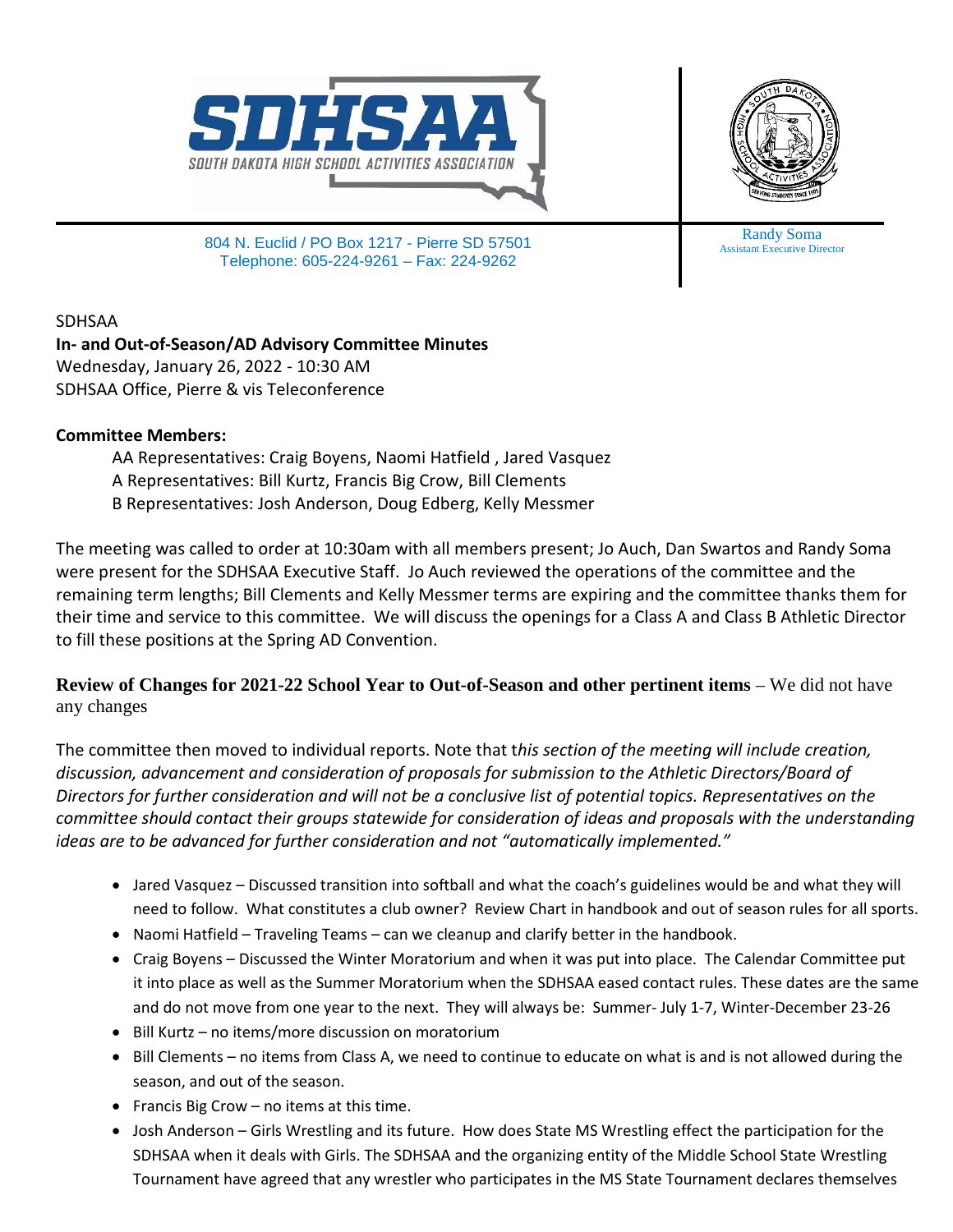SDHSAA

SOUTH DAKOTA HIGH SCHOOL ACTIVITIES ASSOCIATION

804 N. Euclid / PO Box 1217 - Pierre SD 57501
Telephone: 605-224-9261 – Fax: 224-9262

Randy Soma
Assistant Executive Director

SDHSAA

**In- and Out-of-Season/AD Advisory Committee Minutes**

Wednesday, January 26, 2022 - 10:30 AM
SDHSAA Office, Pierre & vis Teleconference

**Committee Members:**

AA Representatives: Craig Boyens, Naomi Hatfield , Jared Vasquez
A Representatives: Bill Kurtz, Francis Big Crow, Bill Clements
B Representatives: Josh Anderson, Doug Edberg, Kelly Messmer

The meeting was called to order at 10:30am with all members present; Jo Auch, Dan Swartos and Randy Soma were present for the SDHSAA Executive Staff. Jo Auch reviewed the operations of the committee and the remaining term lengths; Bill Clements and Kelly Messmer terms are expiring and the committee thanks them for their time and service to this committee. We will discuss the openings for a Class A and Class B Athletic Director to fill these positions at the Spring AD Convention.

**Review of Changes for 2021-22 School Year to Out-of-Season and other pertinent items** – We did not have any changes

The committee then moved to individual reports. Note that t*his section of the meeting will include creation, discussion, advancement and consideration of proposals for submission to the Athletic Directors/Board of Directors for further consideration and will not be a conclusive list of potential topics. Representatives on the committee should contact their groups statewide for consideration of ideas and proposals with the understanding ideas are to be advanced for further consideration and not "automatically implemented."*

- Jared Vasquez – Discussed transition into softball and what the coach's guidelines would be and what they will need to follow. What constitutes a club owner? Review Chart in handbook and out of season rules for all sports.
- Naomi Hatfield – Traveling Teams – can we cleanup and clarify better in the handbook.
- Craig Boyens – Discussed the Winter Moratorium and when it was put into place. The Calendar Committee put it into place as well as the Summer Moratorium when the SDHSAA eased contact rules. These dates are the same and do not move from one year to the next. They will always be: Summer- July 1-7, Winter-December 23-26
- Bill Kurtz – no items/more discussion on moratorium
- Bill Clements – no items from Class A, we need to continue to educate on what is and is not allowed during the season, and out of the season.
- Francis Big Crow – no items at this time.
- Josh Anderson – Girls Wrestling and its future. How does State MS Wrestling effect the participation for the SDHSAA when it deals with Girls. The SDHSAA and the organizing entity of the Middle School State Wrestling Tournament have agreed that any wrestler who participates in the MS State Tournament declares themselves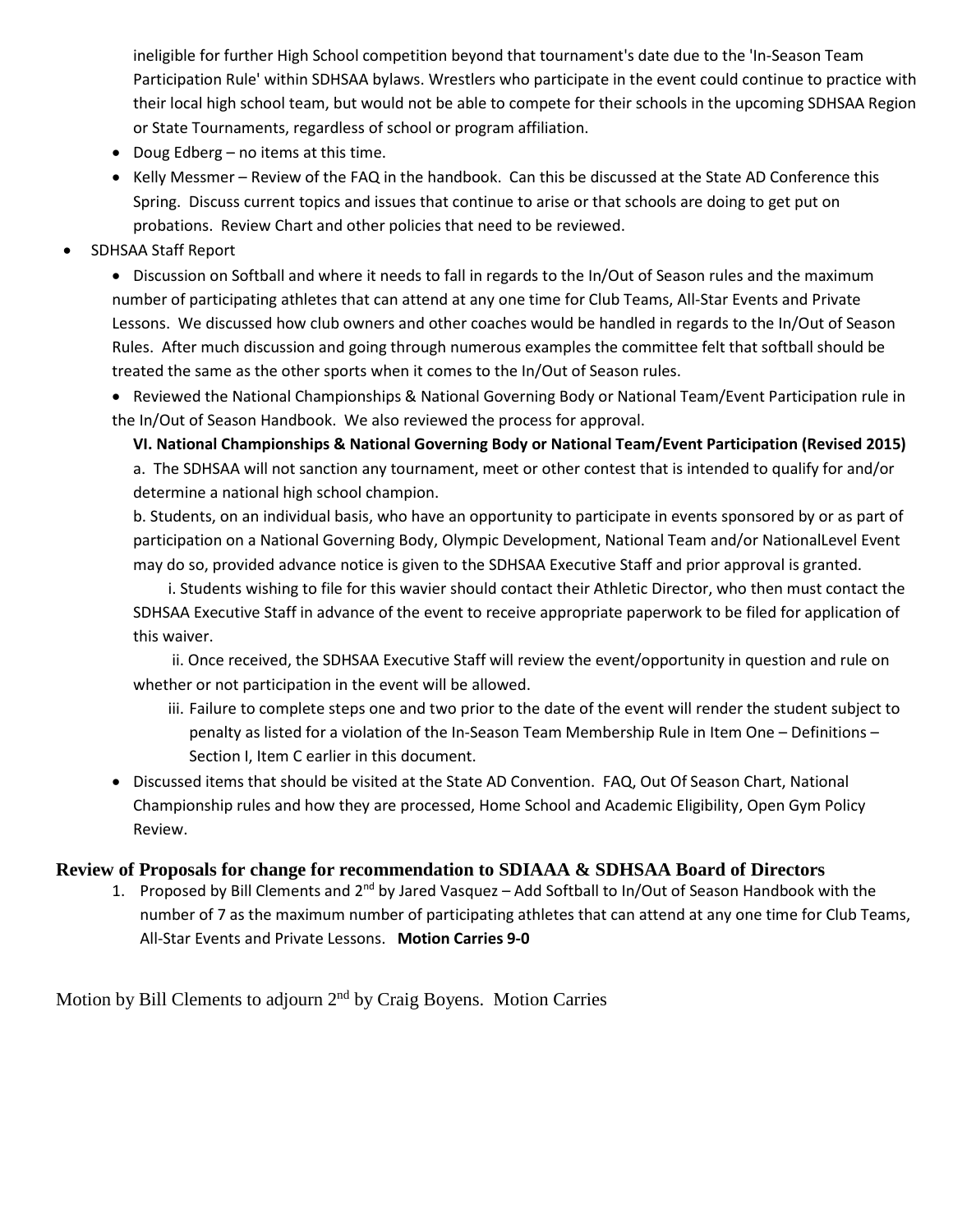ineligible for further High School competition beyond that tournament's date due to the 'In-Season Team Participation Rule' within SDHSAA bylaws. Wrestlers who participate in the event could continue to practice with their local high school team, but would not be able to compete for their schools in the upcoming SDHSAA Region or State Tournaments, regardless of school or program affiliation.

- Doug Edberg – no items at this time.
- Kelly Messmer – Review of the FAQ in the handbook. Can this be discussed at the State AD Conference this Spring. Discuss current topics and issues that continue to arise or that schools are doing to get put on probations. Review Chart and other policies that need to be reviewed.

- SDHSAA Staff Report
  - Discussion on Softball and where it needs to fall in regards to the In/Out of Season rules and the maximum number of participating athletes that can attend at any one time for Club Teams, All-Star Events and Private Lessons. We discussed how club owners and other coaches would be handled in regards to the In/Out of Season Rules. After much discussion and going through numerous examples the committee felt that softball should be treated the same as the other sports when it comes to the In/Out of Season rules.
  - Reviewed the National Championships & National Governing Body or National Team/Event Participation rule in the In/Out of Season Handbook. We also reviewed the process for approval.

    **VI. National Championships & National Governing Body or National Team/Event Participation (Revised 2015)**

    a. The SDHSAA will not sanction any tournament, meet or other contest that is intended to qualify for and/or determine a national high school champion.

    b. Students, on an individual basis, who have an opportunity to participate in events sponsored by or as part of participation on a National Governing Body, Olympic Development, National Team and/or NationalLevel Event may do so, provided advance notice is given to the SDHSAA Executive Staff and prior approval is granted.

    i. Students wishing to file for this wavier should contact their Athletic Director, who then must contact the SDHSAA Executive Staff in advance of the event to receive appropriate paperwork to be filed for application of this waiver.

    ii. Once received, the SDHSAA Executive Staff will review the event/opportunity in question and rule on whether or not participation in the event will be allowed.

    iii. Failure to complete steps one and two prior to the date of the event will render the student subject to penalty as listed for a violation of the In-Season Team Membership Rule in Item One – Definitions – Section I, Item C earlier in this document.

  - Discussed items that should be visited at the State AD Convention. FAQ, Out Of Season Chart, National Championship rules and how they are processed, Home School and Academic Eligibility, Open Gym Policy Review.

## Review of Proposals for change for recommendation to SDIAAA & SDHSAA Board of Directors

1. Proposed by Bill Clements and 2nd by Jared Vasquez – Add Softball to In/Out of Season Handbook with the number of 7 as the maximum number of participating athletes that can attend at any one time for Club Teams, All-Star Events and Private Lessons. **Motion Carries 9-0**

Motion by Bill Clements to adjourn 2nd by Craig Boyens. Motion Carries